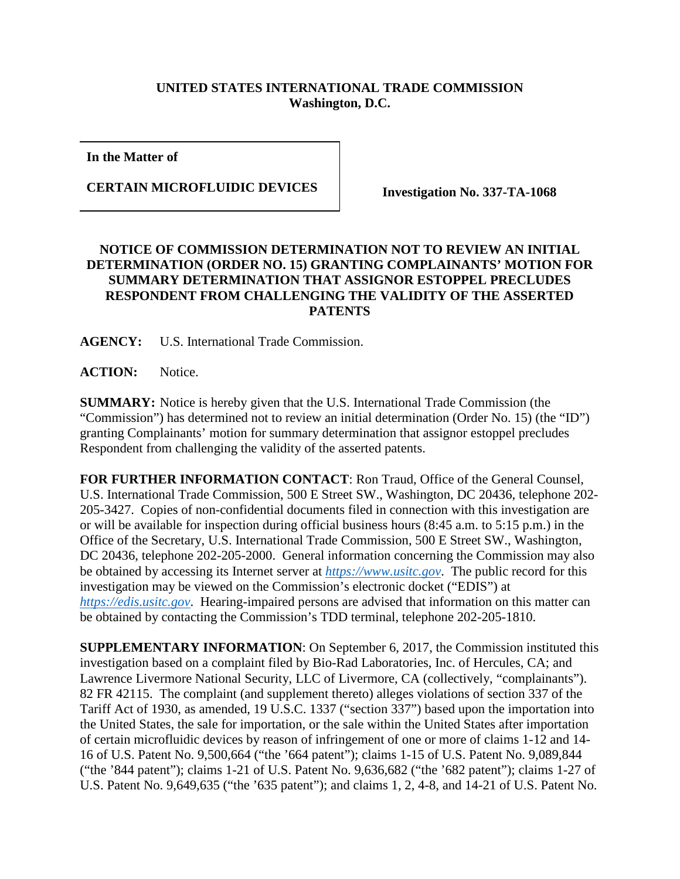**UNITED STATES INTERNATIONAL TRADE COMMISSION**
**Washington, D.C.**

| | |
|---|---|
| **In the Matter of**<br><br>**CERTAIN MICROFLUIDIC DEVICES** | **Investigation No. 337-TA-1068** |

**NOTICE OF COMMISSION DETERMINATION NOT TO REVIEW AN INITIAL DETERMINATION (ORDER NO. 15) GRANTING COMPLAINANTS' MOTION FOR SUMMARY DETERMINATION THAT ASSIGNOR ESTOPPEL PRECLUDES RESPONDENT FROM CHALLENGING THE VALIDITY OF THE ASSERTED PATENTS**

**AGENCY:** U.S. International Trade Commission.

**ACTION:** Notice.

**SUMMARY:** Notice is hereby given that the U.S. International Trade Commission (the "Commission") has determined not to review an initial determination (Order No. 15) (the "ID") granting Complainants' motion for summary determination that assignor estoppel precludes Respondent from challenging the validity of the asserted patents.

**FOR FURTHER INFORMATION CONTACT**: Ron Traud, Office of the General Counsel, U.S. International Trade Commission, 500 E Street SW., Washington, DC 20436, telephone 202-205-3427. Copies of non-confidential documents filed in connection with this investigation are or will be available for inspection during official business hours (8:45 a.m. to 5:15 p.m.) in the Office of the Secretary, U.S. International Trade Commission, 500 E Street SW., Washington, DC 20436, telephone 202-205-2000. General information concerning the Commission may also be obtained by accessing its Internet server at *https://www.usitc.gov*. The public record for this investigation may be viewed on the Commission's electronic docket ("EDIS") at *https://edis.usitc.gov*. Hearing-impaired persons are advised that information on this matter can be obtained by contacting the Commission's TDD terminal, telephone 202-205-1810.

**SUPPLEMENTARY INFORMATION**: On September 6, 2017, the Commission instituted this investigation based on a complaint filed by Bio-Rad Laboratories, Inc. of Hercules, CA; and Lawrence Livermore National Security, LLC of Livermore, CA (collectively, "complainants"). 82 FR 42115. The complaint (and supplement thereto) alleges violations of section 337 of the Tariff Act of 1930, as amended, 19 U.S.C. 1337 ("section 337") based upon the importation into the United States, the sale for importation, or the sale within the United States after importation of certain microfluidic devices by reason of infringement of one or more of claims 1-12 and 14-16 of U.S. Patent No. 9,500,664 ("the '664 patent"); claims 1-15 of U.S. Patent No. 9,089,844 ("the '844 patent"); claims 1-21 of U.S. Patent No. 9,636,682 ("the '682 patent"); claims 1-27 of U.S. Patent No. 9,649,635 ("the '635 patent"); and claims 1, 2, 4-8, and 14-21 of U.S. Patent No.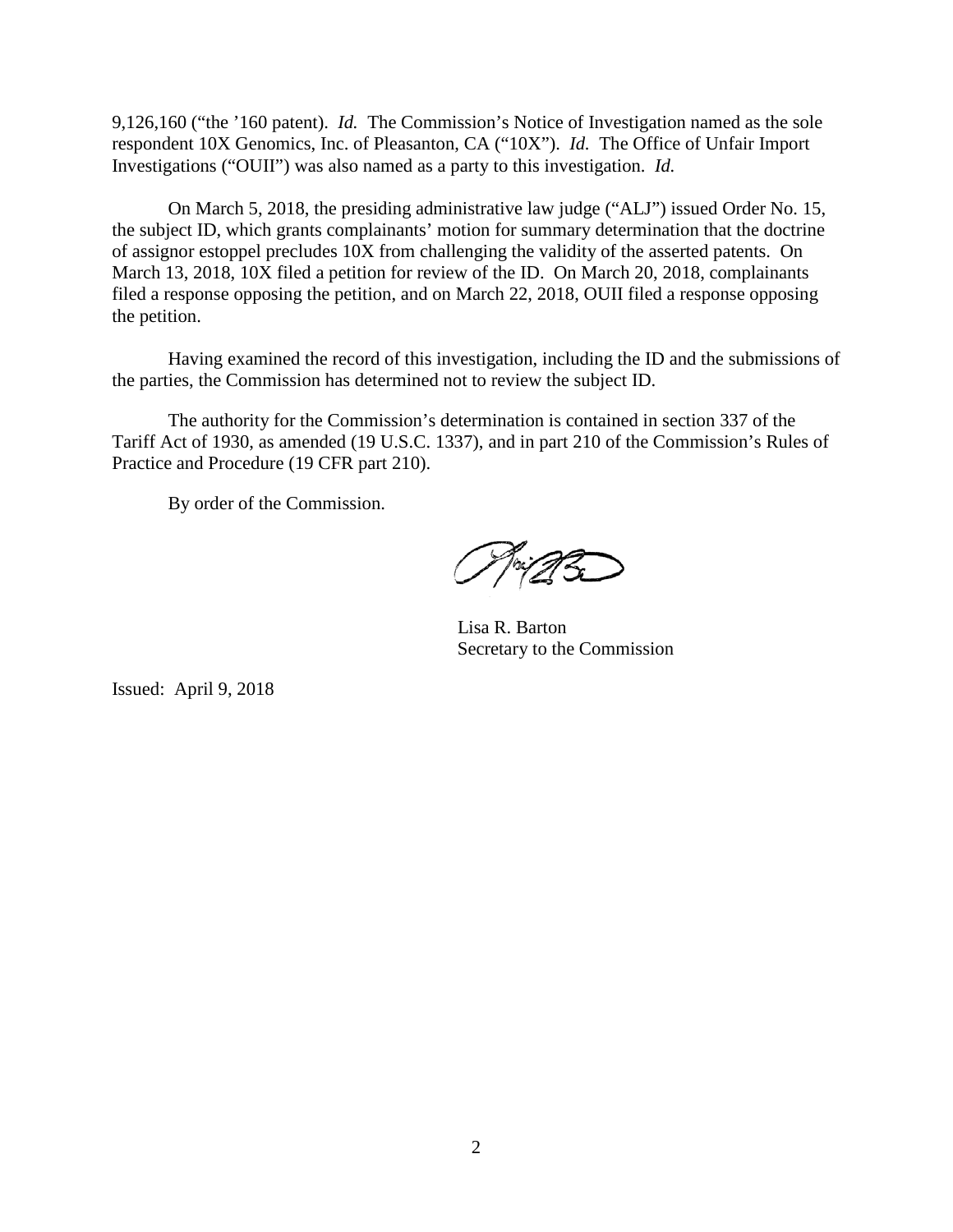9,126,160 ("the '160 patent). *Id.* The Commission's Notice of Investigation named as the sole respondent 10X Genomics, Inc. of Pleasanton, CA ("10X"). *Id.* The Office of Unfair Import Investigations ("OUII") was also named as a party to this investigation. *Id.*

On March 5, 2018, the presiding administrative law judge ("ALJ") issued Order No. 15, the subject ID, which grants complainants' motion for summary determination that the doctrine of assignor estoppel precludes 10X from challenging the validity of the asserted patents. On March 13, 2018, 10X filed a petition for review of the ID. On March 20, 2018, complainants filed a response opposing the petition, and on March 22, 2018, OUII filed a response opposing the petition.

Having examined the record of this investigation, including the ID and the submissions of the parties, the Commission has determined not to review the subject ID.

The authority for the Commission's determination is contained in section 337 of the Tariff Act of 1930, as amended (19 U.S.C. 1337), and in part 210 of the Commission's Rules of Practice and Procedure (19 CFR part 210).

By order of the Commission.

Lisa R. Barton
Secretary to the Commission

Issued: April 9, 2018